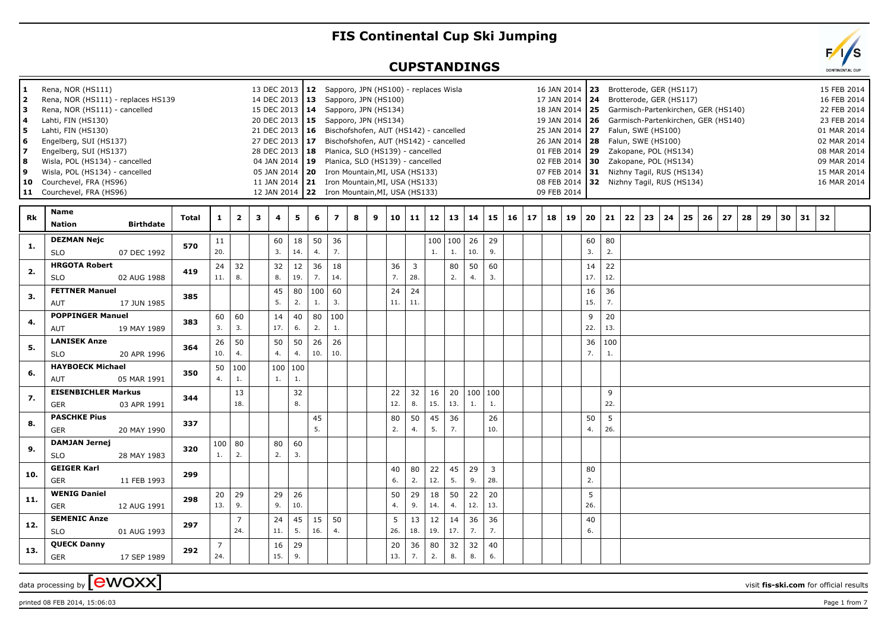# FIS Continental Cup Ski Jumping

## CUPSTANDINGS

| # | Competition | Date |
|---|---|---|
| 1 | Rena, NOR (HS111) | 13 DEC 2013 |
| 2 | Rena, NOR (HS111) - replaces HS139 | 14 DEC 2013 |
| 3 | Rena, NOR (HS111) - cancelled | 15 DEC 2013 |
| 4 | Lahti, FIN (HS130) | 20 DEC 2013 |
| 5 | Lahti, FIN (HS130) | 21 DEC 2013 |
| 6 | Engelberg, SUI (HS137) | 27 DEC 2013 |
| 7 | Engelberg, SUI (HS137) | 28 DEC 2013 |
| 8 | Wisla, POL (HS134) - cancelled | 04 JAN 2014 |
| 9 | Wisla, POL (HS134) - cancelled | 05 JAN 2014 |
| 10 | Courchevel, FRA (HS96) | 11 JAN 2014 |
| 11 | Courchevel, FRA (HS96) | 12 JAN 2014 |
| 12 | Sapporo, JPN (HS100) - replaces Wisla | 16 JAN 2014 |
| 13 | Sapporo, JPN (HS100) | 17 JAN 2014 |
| 14 | Sapporo, JPN (HS134) | 18 JAN 2014 |
| 15 | Sapporo, JPN (HS134) | 19 JAN 2014 |
| 16 | Bischofshofen, AUT (HS142) - cancelled | 25 JAN 2014 |
| 17 | Bischofshofen, AUT (HS142) - cancelled | 26 JAN 2014 |
| 18 | Planica, SLO (HS139) - cancelled | 01 FEB 2014 |
| 19 | Planica, SLO (HS139) - cancelled | 02 FEB 2014 |
| 20 | Iron Mountain,MI, USA (HS133) | 07 FEB 2014 |
| 21 | Iron Mountain,MI, USA (HS133) | 08 FEB 2014 |
| 22 | Iron Mountain,MI, USA (HS133) | 09 FEB 2014 |
| 23 | Brotterode, GER (HS117) | 15 FEB 2014 |
| 24 | Brotterode, GER (HS117) | 16 FEB 2014 |
| 25 | Garmisch-Partenkirchen, GER (HS140) | 22 FEB 2014 |
| 26 | Garmisch-Partenkirchen, GER (HS140) | 23 FEB 2014 |
| 27 | Falun, SWE (HS100) | 01 MAR 2014 |
| 28 | Falun, SWE (HS100) | 02 MAR 2014 |
| 29 | Zakopane, POL (HS134) | 08 MAR 2014 |
| 30 | Zakopane, POL (HS134) | 09 MAR 2014 |
| 31 | Nizhny Tagil, RUS (HS134) | 15 MAR 2014 |
| 32 | Nizhny Tagil, RUS (HS134) | 16 MAR 2014 |

| Rk | Name / Nation / Birthdate | Total | 1 | 2 | 3 | 4 | 5 | 6 | 7 | 8 | 9 | 10 | 11 | 12 | 13 | 14 | 15 | 16 | 17 | 18 | 19 | 20 | 21 | 22 | 23 | 24 | 25 | 26 | 27 | 28 | 29 | 30 | 31 | 32 |
|---|---|---|---|---|---|---|---|---|---|---|---|---|---|---|---|---|---|---|---|---|---|---|---|---|---|---|---|---|---|---|---|---|---|---|
| 1. | **DEZMAN Nejc** SLO 07 DEC 1992 | 570 | 11 20. | | | 60 3. | 18 14. | 50 4. | 36 7. | | | | | 100 1. | 100 1. | 26 10. | 29 9. | | | | | 60 3. | 80 2. | | | | | | | | | | | |
| 2. | **HRGOTA Robert** SLO 02 AUG 1988 | 419 | 24 11. | 32 8. | | 32 8. | 12 19. | 36 7. | 18 14. | | | 36 7. | 3 28. | | 80 2. | 50 4. | 60 3. | | | | | 14 17. | 22 12. | | | | | | | | | | | |
| 3. | **FETTNER Manuel** AUT 17 JUN 1985 | 385 | | | | 45 5. | 80 2. | 100 1. | 60 3. | | | 24 11. | 24 11. | | | | | | | | | 16 15. | 36 7. | | | | | | | | | | | |
| 4. | **POPPINGER Manuel** AUT 19 MAY 1989 | 383 | 60 3. | 60 3. | | 14 17. | 40 6. | 80 2. | 100 1. | | | | | | | | | | | | | 9 22. | 20 13. | | | | | | | | | | | |
| 5. | **LANISEK Anze** SLO 20 APR 1996 | 364 | 26 10. | 50 4. | | 50 4. | 50 4. | 26 10. | 26 10. | | | | | | | | | | | | | 36 7. | 100 1. | | | | | | | | | | | |
| 6. | **HAYBOECK Michael** AUT 05 MAR 1991 | 350 | 50 4. | 100 1. | | 100 1. | 100 1. | | | | | | | | | | | | | | | | | | | | | | | | | | | |
| 7. | **EISENBICHLER Markus** GER 03 APR 1991 | 344 | | 13 18. | | | 32 8. | | | | | 22 12. | 32 8. | 16 15. | 20 13. | 100 1. | 100 1. | | | | | | 9 22. | | | | | | | | | | | |
| 8. | **PASCHKE Pius** GER 20 MAY 1990 | 337 | | | | | | 45 5. | | | | 80 2. | 50 4. | 45 5. | 36 7. | | 26 10. | | | | | 50 4. | 5 26. | | | | | | | | | | | |
| 9. | **DAMJAN Jernej** SLO 28 MAY 1983 | 320 | 100 1. | 80 2. | | 80 2. | 60 3. | | | | | | | | | | | | | | | | | | | | | | | | | | | |
| 10. | **GEIGER Karl** GER 11 FEB 1993 | 299 | | | | | | | | | | 40 6. | 80 2. | 22 12. | 45 5. | 29 9. | 3 28. | | | | | 80 2. | | | | | | | | | | | | |
| 11. | **WENIG Daniel** GER 12 AUG 1991 | 298 | 20 13. | 29 9. | | 29 9. | 26 10. | | | | | 50 4. | 29 9. | 18 14. | 50 4. | 22 12. | 20 13. | | | | | 5 26. | | | | | | | | | | | | |
| 12. | **SEMENIC Anze** SLO 01 AUG 1993 | 297 | | 7 24. | | 24 11. | 45 5. | 15 16. | 50 4. | | | 5 26. | 13 18. | 12 19. | 14 17. | 36 7. | 36 7. | | | | | 40 6. | | | | | | | | | | | | |
| 13. | **QUECK Danny** GER 17 SEP 1989 | 292 | 7 24. | | | 16 15. | 29 9. | | | | | 20 13. | 36 7. | 80 2. | 32 8. | 32 8. | 40 6. | | | | | | | | | | | | | | | | | |

data processing by **ewoxx** — visit **fis-ski.com** for official results

printed 08 FEB 2014, 15:06:03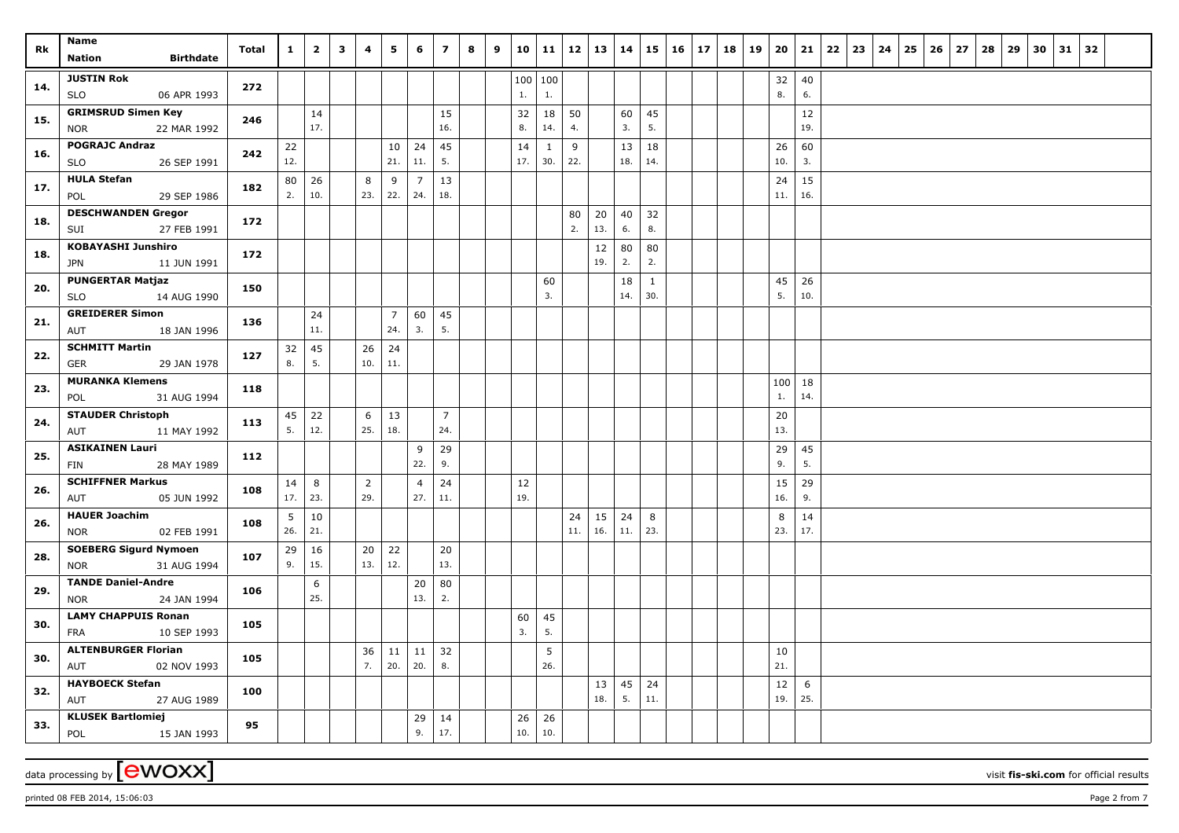| Rk | Name<br>Nation Birthdate | Total | 1 | 2 | 3 | 4 | 5 | 6 | 7 | 8 | 9 | 10 | 11 | 12 | 13 | 14 | 15 | 16 | 17 | 18 | 19 | 20 | 21 | 22 | 23 | 24 | 25 | 26 | 27 | 28 | 29 | 30 | 31 | 32 |
|---|---|---|---|---|---|---|---|---|---|---|---|---|---|---|---|---|---|---|---|---|---|---|---|---|---|---|---|---|---|---|---|---|---|---|
| 14. | **JUSTIN Rok** | 272 | | | | | | | | | | 100 | 100 | | | | | | | | | 32 | 40 | | | | | | | | | | | |
| | SLO 06 APR 1993 | | | | | | | | | | | 1. | 1. | | | | | | | | | 8. | 6. | | | | | | | | | | | |
| 15. | **GRIMSRUD Simen Key** | 246 | | 14 | | | | | 15 | | | 32 | 18 | 50 | | 60 | 45 | | | | | | 12 | | | | | | | | | | | |
| | NOR 22 MAR 1992 | | | 17. | | | | | 16. | | | 8. | 14. | 4. | | 3. | 5. | | | | | | 19. | | | | | | | | | | | |
| 16. | **POGRAJC Andraz** | 242 | 22 | | | | 10 | 24 | 45 | | | 14 | 1 | 9 | | 13 | 18 | | | | | 26 | 60 | | | | | | | | | | | |
| | SLO 26 SEP 1991 | | 12. | | | | 21. | 11. | 5. | | | 17. | 30. | 22. | | 18. | 14. | | | | | 10. | 3. | | | | | | | | | | | |
| 17. | **HULA Stefan** | 182 | 80 | 26 | | 8 | 9 | 7 | 13 | | | | | | | | | | | | | 24 | 15 | | | | | | | | | | | |
| | POL 29 SEP 1986 | | 2. | 10. | | 23. | 22. | 24. | 18. | | | | | | | | | | | | | 11. | 16. | | | | | | | | | | | |
| 18. | **DESCHWANDEN Gregor** | 172 | | | | | | | | | | | | 80 | 20 | 40 | 32 | | | | | | | | | | | | | | | | | |
| | SUI 27 FEB 1991 | | | | | | | | | | | | | 2. | 13. | 6. | 8. | | | | | | | | | | | | | | | | | |
| 18. | **KOBAYASHI Junshiro** | 172 | | | | | | | | | | | | | 12 | 80 | 80 | | | | | | | | | | | | | | | | | |
| | JPN 11 JUN 1991 | | | | | | | | | | | | | | 19. | 2. | 2. | | | | | | | | | | | | | | | | | |
| 20. | **PUNGERTAR Matjaz** | 150 | | | | | | | | | | | 60 | | | 18 | 1 | | | | | 45 | 26 | | | | | | | | | | | |
| | SLO 14 AUG 1990 | | | | | | | | | | | | 3. | | | 14. | 30. | | | | | 5. | 10. | | | | | | | | | | | |
| 21. | **GREIDERER Simon** | 136 | | 24 | | | 7 | 60 | 45 | | | | | | | | | | | | | | | | | | | | | | | | | |
| | AUT 18 JAN 1996 | | | 11. | | | 24. | 3. | 5. | | | | | | | | | | | | | | | | | | | | | | | | | |
| 22. | **SCHMITT Martin** | 127 | 32 | 45 | | 26 | 24 | | | | | | | | | | | | | | | | | | | | | | | | | | | |
| | GER 29 JAN 1978 | | 8. | 5. | | 10. | 11. | | | | | | | | | | | | | | | | | | | | | | | | | | | |
| 23. | **MURANKA Klemens** | 118 | | | | | | | | | | | | | | | | | | | | 100 | 18 | | | | | | | | | | | |
| | POL 31 AUG 1994 | | | | | | | | | | | | | | | | | | | | | 1. | 14. | | | | | | | | | | | |
| 24. | **STAUDER Christoph** | 113 | 45 | 22 | | 6 | 13 | | 7 | | | | | | | | | | | | | 20 | | | | | | | | | | | | |
| | AUT 11 MAY 1992 | | 5. | 12. | | 25. | 18. | | 24. | | | | | | | | | | | | | 13. | | | | | | | | | | | | |
| 25. | **ASIKAINEN Lauri** | 112 | | | | | | 9 | 29 | | | | | | | | | | | | | 29 | 45 | | | | | | | | | | | |
| | FIN 28 MAY 1989 | | | | | | | 22. | 9. | | | | | | | | | | | | | 9. | 5. | | | | | | | | | | | |
| 26. | **SCHIFFNER Markus** | 108 | 14 | 8 | | 2 | | 4 | 24 | | | 12 | | | | | | | | | | 15 | 29 | | | | | | | | | | | |
| | AUT 05 JUN 1992 | | 17. | 23. | | 29. | | 27. | 11. | | | 19. | | | | | | | | | | 16. | 9. | | | | | | | | | | | |
| 26. | **HAUER Joachim** | 108 | 5 | 10 | | | | | | | | | | 24 | 15 | 24 | 8 | | | | | 8 | 14 | | | | | | | | | | | |
| | NOR 02 FEB 1991 | | 26. | 21. | | | | | | | | | | 11. | 16. | 11. | 23. | | | | | 23. | 17. | | | | | | | | | | | |
| 28. | **SOEBERG Sigurd Nymoen** | 107 | 29 | 16 | | 20 | 22 | | 20 | | | | | | | | | | | | | | | | | | | | | | | | | |
| | NOR 31 AUG 1994 | | 9. | 15. | | 13. | 12. | | 13. | | | | | | | | | | | | | | | | | | | | | | | | | |
| 29. | **TANDE Daniel-Andre** | 106 | | 6 | | | | 20 | 80 | | | | | | | | | | | | | | | | | | | | | | | | | |
| | NOR 24 JAN 1994 | | | 25. | | | | 13. | 2. | | | | | | | | | | | | | | | | | | | | | | | | | |
| 30. | **LAMY CHAPPUIS Ronan** | 105 | | | | | | | | | | 60 | 45 | | | | | | | | | | | | | | | | | | | | | |
| | FRA 10 SEP 1993 | | | | | | | | | | | 3. | 5. | | | | | | | | | | | | | | | | | | | | | |
| 30. | **ALTENBURGER Florian** | 105 | | | | 36 | 11 | 11 | 32 | | | | 5 | | | | | | | | | 10 | | | | | | | | | | | | |
| | AUT 02 NOV 1993 | | | | | 7. | 20. | 20. | 8. | | | | 26. | | | | | | | | | 21. | | | | | | | | | | | | |
| 32. | **HAYBOECK Stefan** | 100 | | | | | | | | | | | | | 13 | 45 | 24 | | | | | 12 | 6 | | | | | | | | | | | |
| | AUT 27 AUG 1989 | | | | | | | | | | | | | | 18. | 5. | 11. | | | | | 19. | 25. | | | | | | | | | | | |
| 33. | **KLUSEK Bartlomiej** | 95 | | | | | | 29 | 14 | | | 26 | 26 | | | | | | | | | | | | | | | | | | | | | |
| | POL 15 JAN 1993 | | | | | | | 9. | 17. | | | 10. | 10. | | | | | | | | | | | | | | | | | | | | | |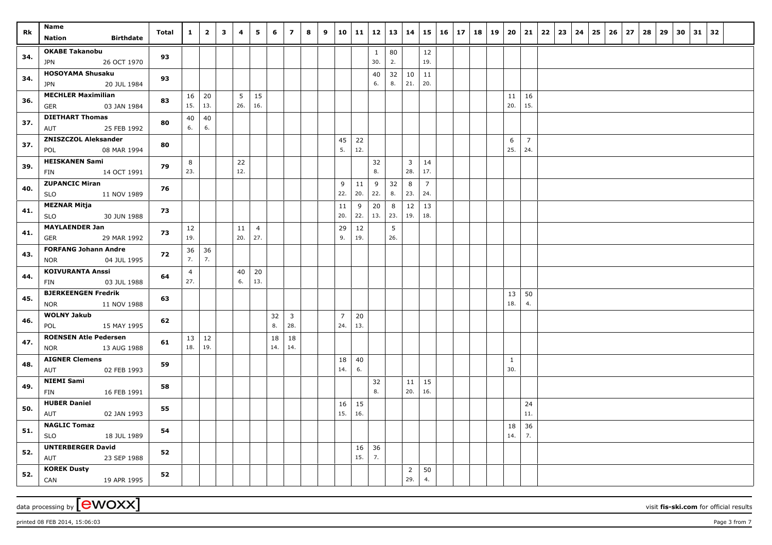| Rk | Name<br>Nation Birthdate | Total | 1 | 2 | 3 | 4 | 5 | 6 | 7 | 8 | 9 | 10 | 11 | 12 | 13 | 14 | 15 | 16 | 17 | 18 | 19 | 20 | 21 | 22 | 23 | 24 | 25 | 26 | 27 | 28 | 29 | 30 | 31 | 32 |
|---|---|---|---|---|---|---|---|---|---|---|---|---|---|---|---|---|---|---|---|---|---|---|---|---|---|---|---|---|---|---|---|---|---|---|
| 34. | **OKABE Takanobu**<br>JPN 26 OCT 1970 | 93 | | | | | | | | | | | | 1<br>30. | 80<br>2. | | 12<br>19. | | | | | | | | | | | | | | | | | |
| 34. | **HOSOYAMA Shusaku**<br>JPN 20 JUL 1984 | 93 | | | | | | | | | | | | 40<br>6. | 32<br>8. | 10<br>21. | 11<br>20. | | | | | | | | | | | | | | | | | |
| 36. | **MECHLER Maximilian**<br>GER 03 JAN 1984 | 83 | 16<br>15. | 20<br>13. | | 5<br>26. | 15<br>16. | | | | | | | | | | | | | | | 11<br>20. | 16<br>15. | | | | | | | | | | | |
| 37. | **DIETHART Thomas**<br>AUT 25 FEB 1992 | 80 | 40<br>6. | 40<br>6. | | | | | | | | | | | | | | | | | | | | | | | | | | | | | | |
| 37. | **ZNISZCZOL Aleksander**<br>POL 08 MAR 1994 | 80 | | | | | | | | | | 45<br>5. | 22<br>12. | | | | | | | | | 6<br>25. | 7<br>24. | | | | | | | | | | | |
| 39. | **HEISKANEN Sami**<br>FIN 14 OCT 1991 | 79 | 8<br>23. | | | 22<br>12. | | | | | | | | 32<br>8. | | 3<br>28. | 14<br>17. | | | | | | | | | | | | | | | | | |
| 40. | **ZUPANCIC Miran**<br>SLO 11 NOV 1989 | 76 | | | | | | | | | | 9<br>22. | 11<br>20. | 9<br>22. | 32<br>8. | 8<br>23. | 7<br>24. | | | | | | | | | | | | | | | | | |
| 41. | **MEZNAR Mitja**<br>SLO 30 JUN 1988 | 73 | | | | | | | | | | 11<br>20. | 9<br>22. | 20<br>13. | 8<br>23. | 12<br>19. | 13<br>18. | | | | | | | | | | | | | | | | | |
| 41. | **MAYLAENDER Jan**<br>GER 29 MAR 1992 | 73 | 12<br>19. | | | 11<br>20. | 4<br>27. | | | | | 29<br>9. | 12<br>19. | | 5<br>26. | | | | | | | | | | | | | | | | | | | |
| 43. | **FORFANG Johann Andre**<br>NOR 04 JUL 1995 | 72 | 36<br>7. | 36<br>7. | | | | | | | | | | | | | | | | | | | | | | | | | | | | | | |
| 44. | **KOIVURANTA Anssi**<br>FIN 03 JUL 1988 | 64 | 4<br>27. | | | 40<br>6. | 20<br>13. | | | | | | | | | | | | | | | | | | | | | | | | | | | |
| 45. | **BJERKEENGEN Fredrik**<br>NOR 11 NOV 1988 | 63 | | | | | | | | | | | | | | | | | | | | 13<br>18. | 50<br>4. | | | | | | | | | | | |
| 46. | **WOLNY Jakub**<br>POL 15 MAY 1995 | 62 | | | | | | 32<br>8. | 3<br>28. | | | 7<br>24. | 20<br>13. | | | | | | | | | | | | | | | | | | | | | |
| 47. | **ROENSEN Atle Pedersen**<br>NOR 13 AUG 1988 | 61 | 13<br>18. | 12<br>19. | | | | 18<br>14. | 18<br>14. | | | | | | | | | | | | | | | | | | | | | | | | | |
| 48. | **AIGNER Clemens**<br>AUT 02 FEB 1993 | 59 | | | | | | | | | | 18<br>14. | 40<br>6. | | | | | | | | | 1<br>30. | | | | | | | | | | | | |
| 49. | **NIEMI Sami**<br>FIN 16 FEB 1991 | 58 | | | | | | | | | | | | 32<br>8. | | 11<br>20. | 15<br>16. | | | | | | | | | | | | | | | | | |
| 50. | **HUBER Daniel**<br>AUT 02 JAN 1993 | 55 | | | | | | | | | | 16<br>15. | 15<br>16. | | | | | | | | | | 24<br>11. | | | | | | | | | | | |
| 51. | **NAGLIC Tomaz**<br>SLO 18 JUL 1989 | 54 | | | | | | | | | | | | | | | | | | | | 18<br>14. | 36<br>7. | | | | | | | | | | | |
| 52. | **UNTERBERGER David**<br>AUT 23 SEP 1988 | 52 | | | | | | | | | | | 16<br>15. | 36<br>7. | | | | | | | | | | | | | | | | | | | | |
| 52. | **KOREK Dusty**<br>CAN 19 APR 1995 | 52 | | | | | | | | | | | | | | 2<br>29. | 50<br>4. | | | | | | | | | | | | | | | | | |

data processing by [ewoxx] visit fis-ski.com for official results

printed 08 FEB 2014, 15:06:03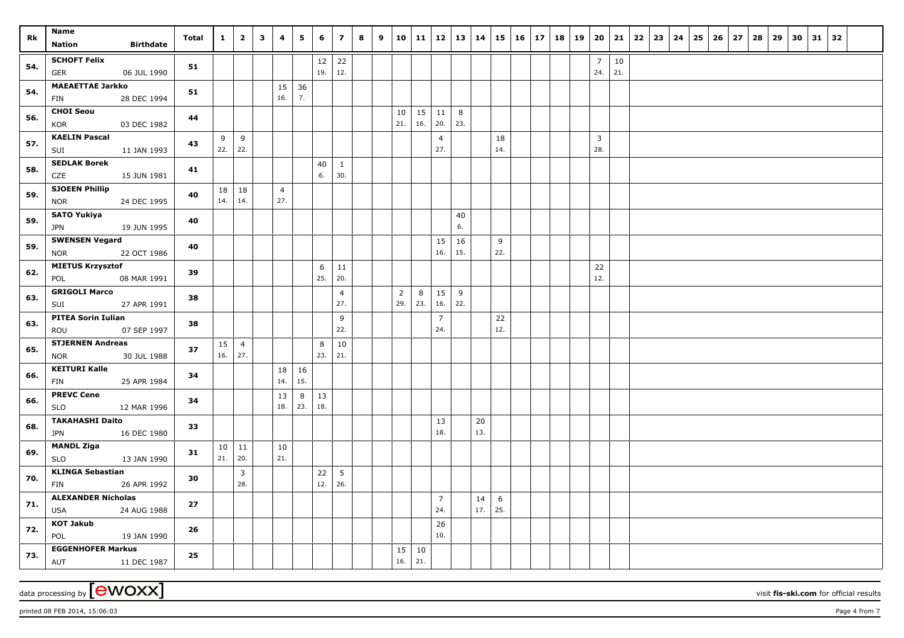| Rk | Name | Nation | Birthdate | Total | 1 | 2 | 3 | 4 | 5 | 6 | 7 | 8 | 9 | 10 | 11 | 12 | 13 | 14 | 15 | 16 | 17 | 18 | 19 | 20 | 21 | 22 | 23 | 24 | 25 | 26 | 27 | 28 | 29 | 30 | 31 | 32 |
|---|---|---|---|---|---|---|---|---|---|---|---|---|---|---|---|---|---|---|---|---|---|---|---|---|---|---|---|---|---|---|---|---|---|---|---|---|
| 54. | SCHOFT Felix | GER | 06 JUL 1990 | 51 | | | | | | 12 (19.) | 22 (12.) | | | | | | | | | | | | | 7 (24.) | 10 (21.) | | | | | | | | | | | |
| 54. | MAEAETTAE Jarkko | FIN | 28 DEC 1994 | 51 | | | | 15 (16.) | 36 (7.) | | | | | | | | | | | | | | | | | | | | | | | | | | | |
| 56. | CHOI Seou | KOR | 03 DEC 1982 | 44 | | | | | | | | | | 10 (21.) | 15 (16.) | 11 (20.) | 8 (23.) | | | | | | | | | | | | | | | | | | | |
| 57. | KAELIN Pascal | SUI | 11 JAN 1993 | 43 | 9 (22.) | 9 (22.) | | | | | | | | | | 4 (27.) | | | 18 (14.) | | | | | 3 (28.) | | | | | | | | | | | | |
| 58. | SEDLAK Borek | CZE | 15 JUN 1981 | 41 | | | | | | 40 (6.) | 1 (30.) | | | | | | | | | | | | | | | | | | | | | | | | | |
| 59. | SJOEEN Phillip | NOR | 24 DEC 1995 | 40 | 18 (14.) | 18 (14.) | | 4 (27.) | | | | | | | | | | | | | | | | | | | | | | | | | | | | |
| 59. | SATO Yukiya | JPN | 19 JUN 1995 | 40 | | | | | | | | | | | | | 40 (6.) | | | | | | | | | | | | | | | | | | | |
| 59. | SWENSEN Vegard | NOR | 22 OCT 1986 | 40 | | | | | | | | | | | | 15 (16.) | 16 (15.) | | 9 (22.) | | | | | | | | | | | | | | | | | |
| 62. | MIETUS Krzysztof | POL | 08 MAR 1991 | 39 | | | | | | 6 (25.) | 11 (20.) | | | | | | | | | | | | | 22 (12.) | | | | | | | | | | | | |
| 63. | GRIGOLI Marco | SUI | 27 APR 1991 | 38 | | | | | | | 4 (27.) | | | 2 (29.) | 8 (23.) | 15 (16.) | 9 (22.) | | | | | | | | | | | | | | | | | | | |
| 63. | PITEA Sorin Iulian | ROU | 07 SEP 1997 | 38 | | | | | | | 9 (22.) | | | | | 7 (24.) | | | 22 (12.) | | | | | | | | | | | | | | | | | |
| 65. | STJERNEN Andreas | NOR | 30 JUL 1988 | 37 | 15 (16.) | 4 (27.) | | | | 8 (23.) | 10 (21.) | | | | | | | | | | | | | | | | | | | | | | | | | |
| 66. | KEITURI Kalle | FIN | 25 APR 1984 | 34 | | | | 18 (14.) | 16 (15.) | | | | | | | | | | | | | | | | | | | | | | | | | | | |
| 66. | PREVC Cene | SLO | 12 MAR 1996 | 34 | | | | 13 (18.) | 8 (23.) | 13 (18.) | | | | | | | | | | | | | | | | | | | | | | | | | | |
| 68. | TAKAHASHI Daito | JPN | 16 DEC 1980 | 33 | | | | | | | | | | | | 13 (18.) | | 20 (13.) | | | | | | | | | | | | | | | | | | |
| 69. | MANDL Ziga | SLO | 13 JAN 1990 | 31 | 10 (21.) | 11 (20.) | | 10 (21.) | | | | | | | | | | | | | | | | | | | | | | | | | | | | |
| 70. | KLINGA Sebastian | FIN | 26 APR 1992 | 30 | | 3 (28.) | | | | 22 (12.) | 5 (26.) | | | | | | | | | | | | | | | | | | | | | | | | | |
| 71. | ALEXANDER Nicholas | USA | 24 AUG 1988 | 27 | | | | | | | | | | | | 7 (24.) | | 14 (17.) | 6 (25.) | | | | | | | | | | | | | | | | | |
| 72. | KOT Jakub | POL | 19 JAN 1990 | 26 | | | | | | | | | | | | 26 (10.) | | | | | | | | | | | | | | | | | | | | |
| 73. | EGGENHOFER Markus | AUT | 11 DEC 1987 | 25 | | | | | | | | | | 15 (16.) | 10 (21.) | | | | | | | | | | | | | | | | | | | | | |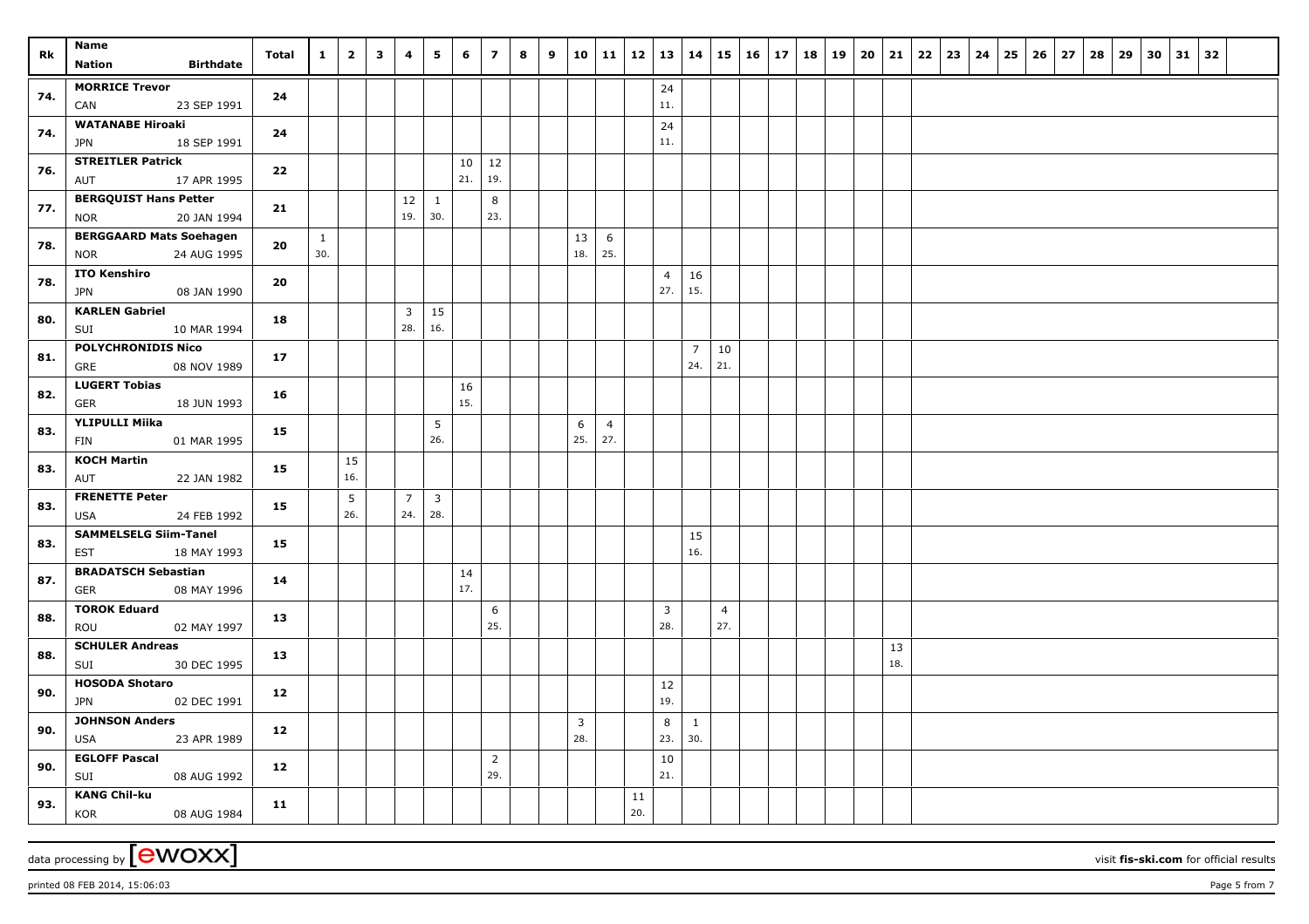| Rk | Name<br>Nation Birthdate | Total | 1 | 2 | 3 | 4 | 5 | 6 | 7 | 8 | 9 | 10 | 11 | 12 | 13 | 14 | 15 | 16 | 17 | 18 | 19 | 20 | 21 | 22 | 23 | 24 | 25 | 26 | 27 | 28 | 29 | 30 | 31 | 32 |
|---|---|---|---|---|---|---|---|---|---|---|---|---|---|---|---|---|---|---|---|---|---|---|---|---|---|---|---|---|---|---|---|---|---|---|
| 74. | **MORRICE Trevor**<br>CAN 23 SEP 1991 | 24 | | | | | | | | | | | | | 24<br>11. | | | | | | | | | | | | | | | | | | | |
| 74. | **WATANABE Hiroaki**<br>JPN 18 SEP 1991 | 24 | | | | | | | | | | | | | 24<br>11. | | | | | | | | | | | | | | | | | | | |
| 76. | **STREITLER Patrick**<br>AUT 17 APR 1995 | 22 | | | | | | 10<br>21. | 12<br>19. | | | | | | | | | | | | | | | | | | | | | | | | | |
| 77. | **BERGQUIST Hans Petter**<br>NOR 20 JAN 1994 | 21 | | | | 12<br>19. | 1<br>30. | | 8<br>23. | | | | | | | | | | | | | | | | | | | | | | | | | |
| 78. | **BERGGAARD Mats Soehagen**<br>NOR 24 AUG 1995 | 20 | 1<br>30. | | | | | | | | | 13<br>18. | 6<br>25. | | | | | | | | | | | | | | | | | | | | | |
| 78. | **ITO Kenshiro**<br>JPN 08 JAN 1990 | 20 | | | | | | | | | | | | | 4<br>27. | 16<br>15. | | | | | | | | | | | | | | | | | | |
| 80. | **KARLEN Gabriel**<br>SUI 10 MAR 1994 | 18 | | | | 3<br>28. | 15<br>16. | | | | | | | | | | | | | | | | | | | | | | | | | | | |
| 81. | **POLYCHRONIDIS Nico**<br>GRE 08 NOV 1989 | 17 | | | | | | | | | | | | | | 7<br>24. | 10<br>21. | | | | | | | | | | | | | | | | | |
| 82. | **LUGERT Tobias**<br>GER 18 JUN 1993 | 16 | | | | | | 16<br>15. | | | | | | | | | | | | | | | | | | | | | | | | | | |
| 83. | **YLIPULLI Miika**<br>FIN 01 MAR 1995 | 15 | | | | | 5<br>26. | | | | | 6<br>25. | 4<br>27. | | | | | | | | | | | | | | | | | | | | | |
| 83. | **KOCH Martin**<br>AUT 22 JAN 1982 | 15 | | 15<br>16. | | | | | | | | | | | | | | | | | | | | | | | | | | | | | | |
| 83. | **FRENETTE Peter**<br>USA 24 FEB 1992 | 15 | | 5<br>26. | | 7<br>24. | 3<br>28. | | | | | | | | | | | | | | | | | | | | | | | | | | | |
| 83. | **SAMMELSELG Siim-Tanel**<br>EST 18 MAY 1993 | 15 | | | | | | | | | | | | | | 15<br>16. | | | | | | | | | | | | | | | | | | |
| 87. | **BRADATSCH Sebastian**<br>GER 08 MAY 1996 | 14 | | | | | | 14<br>17. | | | | | | | | | | | | | | | | | | | | | | | | | | |
| 88. | **TOROK Eduard**<br>ROU 02 MAY 1997 | 13 | | | | | | | 6<br>25. | | | | | | 3<br>28. | | 4<br>27. | | | | | | | | | | | | | | | | | |
| 88. | **SCHULER Andreas**<br>SUI 30 DEC 1995 | 13 | | | | | | | | | | | | | | | | | | | | | 13<br>18. | | | | | | | | | | | |
| 90. | **HOSODA Shotaro**<br>JPN 02 DEC 1991 | 12 | | | | | | | | | | | | | 12<br>19. | | | | | | | | | | | | | | | | | | | |
| 90. | **JOHNSON Anders**<br>USA 23 APR 1989 | 12 | | | | | | | | | | 3<br>28. | | | 8<br>23. | 1<br>30. | | | | | | | | | | | | | | | | | | |
| 90. | **EGLOFF Pascal**<br>SUI 08 AUG 1992 | 12 | | | | | | | 2<br>29. | | | | | | 10<br>21. | | | | | | | | | | | | | | | | | | | |
| 93. | **KANG Chil-ku**<br>KOR 08 AUG 1984 | 11 | | | | | | | | | | | | 11<br>20. | | | | | | | | | | | | | | | | | | | | |

data processing by [ewoxx] visit **fis-ski.com** for official results

printed 08 FEB 2014, 15:06:03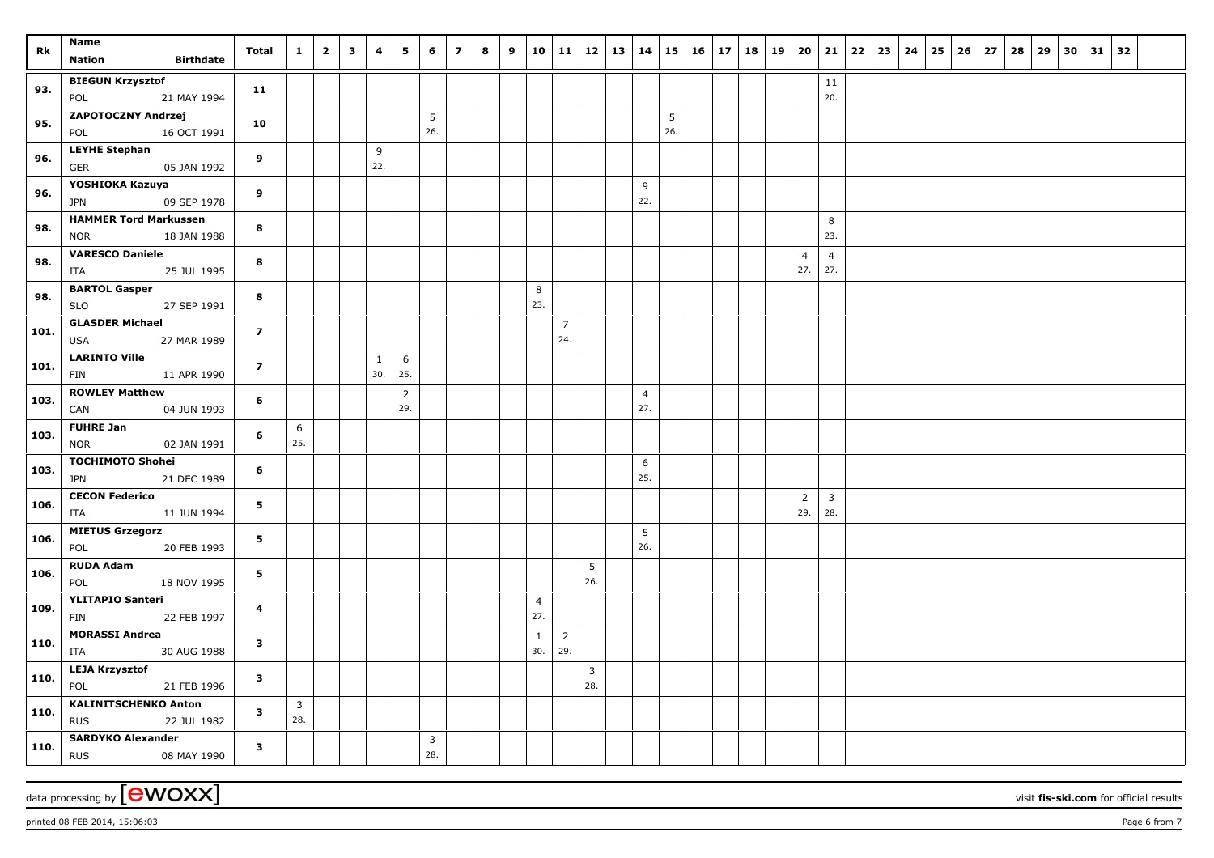| Rk | Name<br>Nation Birthdate | Total | 1 | 2 | 3 | 4 | 5 | 6 | 7 | 8 | 9 | 10 | 11 | 12 | 13 | 14 | 15 | 16 | 17 | 18 | 19 | 20 | 21 | 22 | 23 | 24 | 25 | 26 | 27 | 28 | 29 | 30 | 31 | 32 |
|---|---|---|---|---|---|---|---|---|---|---|---|---|---|---|---|---|---|---|---|---|---|---|---|---|---|---|---|---|---|---|---|---|---|---|
| 93. | BIEGUN Krzysztof<br>POL 21 MAY 1994 | 11 | | | | | | | | | | | | | | | | | | | | | 11<br>20. | | | | | | | | | | | |
| 95. | ZAPOTOCZNY Andrzej<br>POL 16 OCT 1991 | 10 | | | | | | 5<br>26. | | | | | | | | | 5<br>26. | | | | | | | | | | | | | | | | | |
| 96. | LEYHE Stephan<br>GER 05 JAN 1992 | 9 | | | | 9<br>22. | | | | | | | | | | | | | | | | | | | | | | | | | | | | |
| 96. | YOSHIOKA Kazuya<br>JPN 09 SEP 1978 | 9 | | | | | | | | | | | | | | 9<br>22. | | | | | | | | | | | | | | | | | | |
| 98. | HAMMER Tord Markussen<br>NOR 18 JAN 1988 | 8 | | | | | | | | | | | | | | | | | | | | | 8<br>23. | | | | | | | | | | | |
| 98. | VARESCO Daniele<br>ITA 25 JUL 1995 | 8 | | | | | | | | | | | | | | | | | | | | 4<br>27. | 4<br>27. | | | | | | | | | | | |
| 98. | BARTOL Gasper<br>SLO 27 SEP 1991 | 8 | | | | | | | | | | 8<br>23. | | | | | | | | | | | | | | | | | | | | | | |
| 101. | GLASDER Michael<br>USA 27 MAR 1989 | 7 | | | | | | | | | | | 7<br>24. | | | | | | | | | | | | | | | | | | | | | |
| 101. | LARINTO Ville<br>FIN 11 APR 1990 | 7 | | | | 1<br>30. | 6<br>25. | | | | | | | | | | | | | | | | | | | | | | | | | | | |
| 103. | ROWLEY Matthew<br>CAN 04 JUN 1993 | 6 | | | | | 2<br>29. | | | | | | | | | 4<br>27. | | | | | | | | | | | | | | | | | | |
| 103. | FUHRE Jan<br>NOR 02 JAN 1991 | 6 | 6<br>25. | | | | | | | | | | | | | | | | | | | | | | | | | | | | | | | |
| 103. | TOCHIMOTO Shohei<br>JPN 21 DEC 1989 | 6 | | | | | | | | | | | | | | 6<br>25. | | | | | | | | | | | | | | | | | | |
| 106. | CECON Federico<br>ITA 11 JUN 1994 | 5 | | | | | | | | | | | | | | | | | | | | 2<br>29. | 3<br>28. | | | | | | | | | | | |
| 106. | MIETUS Grzegorz<br>POL 20 FEB 1993 | 5 | | | | | | | | | | | | | | 5<br>26. | | | | | | | | | | | | | | | | | | |
| 106. | RUDA Adam<br>POL 18 NOV 1995 | 5 | | | | | | | | | | | | 5<br>26. | | | | | | | | | | | | | | | | | | | | |
| 109. | YLITAPIO Santeri<br>FIN 22 FEB 1997 | 4 | | | | | | | | | | 4<br>27. | | | | | | | | | | | | | | | | | | | | | | |
| 110. | MORASSI Andrea<br>ITA 30 AUG 1988 | 3 | | | | | | | | | | 1<br>30. | 2<br>29. | | | | | | | | | | | | | | | | | | | | | |
| 110. | LEJA Krzysztof<br>POL 21 FEB 1996 | 3 | | | | | | | | | | | | 3<br>28. | | | | | | | | | | | | | | | | | | | | |
| 110. | KALINITSCHENKO Anton<br>RUS 22 JUL 1982 | 3 | 3<br>28. | | | | | | | | | | | | | | | | | | | | | | | | | | | | | | | |
| 110. | SARDYKO Alexander<br>RUS 08 MAY 1990 | 3 | | | | | | 3<br>28. | | | | | | | | | | | | | | | | | | | | | | | | | | |

data processing by [ewoxx] visit fis-ski.com for official results

printed 08 FEB 2014, 15:06:03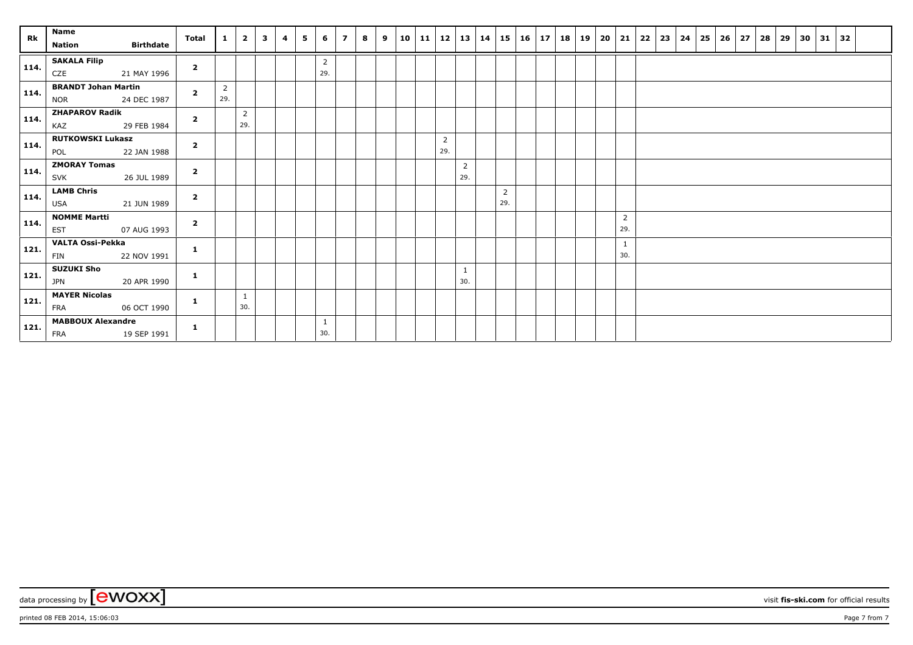| Rk | Name<br>Nation Birthdate | Total | 1 | 2 | 3 | 4 | 5 | 6 | 7 | 8 | 9 | 10 | 11 | 12 | 13 | 14 | 15 | 16 | 17 | 18 | 19 | 20 | 21 | 22 | 23 | 24 | 25 | 26 | 27 | 28 | 29 | 30 | 31 | 32 |
|---|---|---|---|---|---|---|---|---|---|---|---|---|---|---|---|---|---|---|---|---|---|---|---|---|---|---|---|---|---|---|---|---|---|---|
| 114. | **SAKALA Filip**<br>CZE 21 MAY 1996 | **2** | | | | | | 2<br>29. | | | | | | | | | | | | | | | | | | | | | | | | | | |
| 114. | **BRANDT Johan Martin**<br>NOR 24 DEC 1987 | **2** | 2<br>29. | | | | | | | | | | | | | | | | | | | | | | | | | | | | | | | |
| 114. | **ZHAPAROV Radik**<br>KAZ 29 FEB 1984 | **2** | | 2<br>29. | | | | | | | | | | | | | | | | | | | | | | | | | | | | | | |
| 114. | **RUTKOWSKI Lukasz**<br>POL 22 JAN 1988 | **2** | | | | | | | | | | | | 2<br>29. | | | | | | | | | | | | | | | | | | | | |
| 114. | **ZMORAY Tomas**<br>SVK 26 JUL 1989 | **2** | | | | | | | | | | | | | 2<br>29. | | | | | | | | | | | | | | | | | | | |
| 114. | **LAMB Chris**<br>USA 21 JUN 1989 | **2** | | | | | | | | | | | | | | | 2<br>29. | | | | | | | | | | | | | | | | | |
| 114. | **NOMME Martti**<br>EST 07 AUG 1993 | **2** | | | | | | | | | | | | | | | | | | | | | 2<br>29. | | | | | | | | | | | |
| 121. | **VALTA Ossi-Pekka**<br>FIN 22 NOV 1991 | **1** | | | | | | | | | | | | | | | | | | | | | 1<br>30. | | | | | | | | | | | |
| 121. | **SUZUKI Sho**<br>JPN 20 APR 1990 | **1** | | | | | | | | | | | | | 1<br>30. | | | | | | | | | | | | | | | | | | | |
| 121. | **MAYER Nicolas**<br>FRA 06 OCT 1990 | **1** | | 1<br>30. | | | | | | | | | | | | | | | | | | | | | | | | | | | | | | |
| 121. | **MABBOUX Alexandre**<br>FRA 19 SEP 1991 | **1** | | | | | | 1<br>30. | | | | | | | | | | | | | | | | | | | | | | | | | | |

data processing by [ewoxx]

visit **fis-ski.com** for official results

printed 08 FEB 2014, 15:06:03